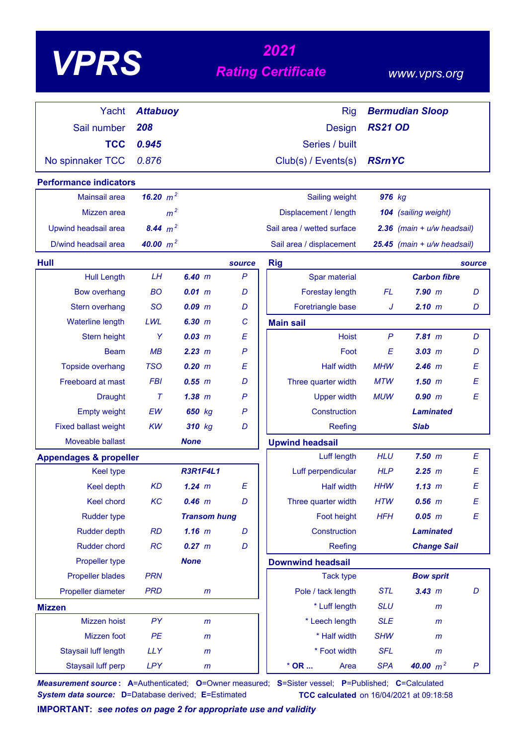# VPRS

## 2021 Rating Certificate

www.vprs.org

| | | | |
|---|---|---|---|
| Yacht | ***Attabuoy*** | Rig | ***Bermudian Sloop*** |
| Sail number | ***208*** | Design | ***RS21 OD*** |
| **TCC** | ***0.945*** | Series / built | |
| No spinnaker TCC | *0.876* | Club(s) / Events(s) | ***RSrnYC*** |

### Performance indicators

| | | | |
|---|---|---|---|
| Mainsail area | ***16.20*** *$m^2$* | Sailing weight | ***976*** *kg* |
| Mizzen area | *$m^2$* | Displacement / length | ***104*** *(sailing weight)* |
| Upwind headsail area | ***8.44*** *$m^2$* | Sail area / wetted surface | ***2.36*** *(main + u/w headsail)* |
| D/wind headsail area | ***40.00*** *$m^2$* | Sail area / displacement | ***25.45*** *(main + u/w headsail)* |

### Hull

| | | | source |
|---|---|---|---|
| Hull Length | *LH* | ***6.40*** *m* | *P* |
| Bow overhang | *BO* | ***0.01*** *m* | *D* |
| Stern overhang | *SO* | ***0.09*** *m* | *D* |
| Waterline length | *LWL* | ***6.30*** *m* | *C* |
| Stern height | *Y* | ***0.03*** *m* | *E* |
| Beam | *MB* | ***2.23*** *m* | *P* |
| Topside overhang | *TSO* | ***0.20*** *m* | *E* |
| Freeboard at mast | *FBI* | ***0.55*** *m* | *D* |
| Draught | *T* | ***1.38*** *m* | *P* |
| Empty weight | *EW* | ***650*** *kg* | *P* |
| Fixed ballast weight | *KW* | ***310*** *kg* | *D* |
| Moveable ballast | | ***None*** | |

### Appendages & propeller

| | | | |
|---|---|---|---|
| Keel type | | ***R3R1F4L1*** | |
| Keel depth | *KD* | ***1.24*** *m* | *E* |
| Keel chord | *KC* | ***0.46*** *m* | *D* |
| Rudder type | | ***Transom hung*** | |
| Rudder depth | *RD* | ***1.16*** *m* | *D* |
| Rudder chord | *RC* | ***0.27*** *m* | *D* |
| Propeller type | | ***None*** | |
| Propeller blades | *PRN* | | |
| Propeller diameter | *PRD* | *m* | |

### Mizzen

| | | | |
|---|---|---|---|
| Mizzen hoist | *PY* | *m* | |
| Mizzen foot | *PE* | *m* | |
| Staysail luff length | *LLY* | *m* | |
| Staysail luff perp | *LPY* | *m* | |

### Rig

| | | | source |
|---|---|---|---|
| Spar material | | ***Carbon fibre*** | |
| Forestay length | *FL* | ***7.90*** *m* | *D* |
| Foretriangle base | *J* | ***2.10*** *m* | *D* |

### Main sail

| | | | |
|---|---|---|---|
| Hoist | *P* | ***7.81*** *m* | *D* |
| Foot | *E* | ***3.03*** *m* | *D* |
| Half width | *MHW* | ***2.46*** *m* | *E* |
| Three quarter width | *MTW* | ***1.50*** *m* | *E* |
| Upper width | *MUW* | ***0.90*** *m* | *E* |
| Construction | | ***Laminated*** | |
| Reefing | | ***Slab*** | |

### Upwind headsail

| | | | |
|---|---|---|---|
| Luff length | *HLU* | ***7.50*** *m* | *E* |
| Luff perpendicular | *HLP* | ***2.25*** *m* | *E* |
| Half width | *HHW* | ***1.13*** *m* | *E* |
| Three quarter width | *HTW* | ***0.56*** *m* | *E* |
| Foot height | *HFH* | ***0.05*** *m* | *E* |
| Construction | | ***Laminated*** | |
| Reefing | | ***Change Sail*** | |

### Downwind headsail

| | | | |
|---|---|---|---|
| Tack type | | ***Bow sprit*** | |
| Pole / tack length | *STL* | ***3.43*** *m* | *D* |
| * Luff length | *SLU* | *m* | |
| * Leech length | *SLE* | *m* | |
| * Half width | *SHW* | *m* | |
| * Foot width | *SFL* | *m* | |
| * **OR ...** Area | *SPA* | ***40.00*** *$m^2$* | *P* |

***Measurement source*:** **A**=Authenticated; **O**=Owner measured; **S**=Sister vessel; **P**=Published; **C**=Calculated
***System data source:*** **D**=Database derived; **E**=Estimated

**TCC calculated** on 16/04/2021 at 09:18:58

**IMPORTANT:** ***see notes on page 2 for appropriate use and validity***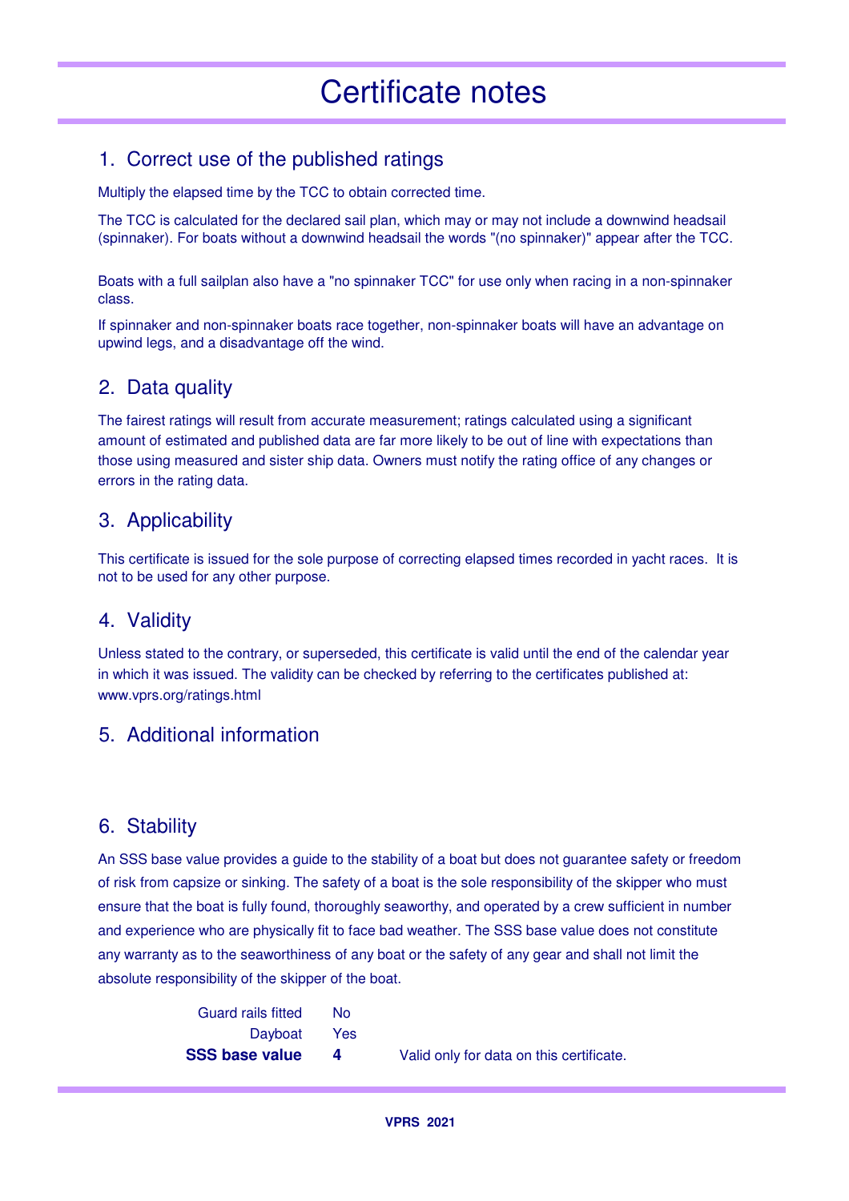# Certificate notes

## 1. Correct use of the published ratings

Multiply the elapsed time by the TCC to obtain corrected time.

The TCC is calculated for the declared sail plan, which may or may not include a downwind headsail (spinnaker). For boats without a downwind headsail the words "(no spinnaker)" appear after the TCC.

Boats with a full sailplan also have a "no spinnaker TCC" for use only when racing in a non-spinnaker class.

If spinnaker and non-spinnaker boats race together, non-spinnaker boats will have an advantage on upwind legs, and a disadvantage off the wind.

## 2. Data quality

The fairest ratings will result from accurate measurement; ratings calculated using a significant amount of estimated and published data are far more likely to be out of line with expectations than those using measured and sister ship data. Owners must notify the rating office of any changes or errors in the rating data.

## 3. Applicability

This certificate is issued for the sole purpose of correcting elapsed times recorded in yacht races. It is not to be used for any other purpose.

## 4. Validity

Unless stated to the contrary, or superseded, this certificate is valid until the end of the calendar year in which it was issued. The validity can be checked by referring to the certificates published at: www.vprs.org/ratings.html

## 5. Additional information

## 6. Stability

An SSS base value provides a guide to the stability of a boat but does not guarantee safety or freedom of risk from capsize or sinking. The safety of a boat is the sole responsibility of the skipper who must ensure that the boat is fully found, thoroughly seaworthy, and operated by a crew sufficient in number and experience who are physically fit to face bad weather. The SSS base value does not constitute any warranty as to the seaworthiness of any boat or the safety of any gear and shall not limit the absolute responsibility of the skipper of the boat.

| | | |
|---|---|---|
| Guard rails fitted | No | |
| Dayboat | Yes | |
| **SSS base value** | **4** | Valid only for data on this certificate. |

**VPRS 2021**